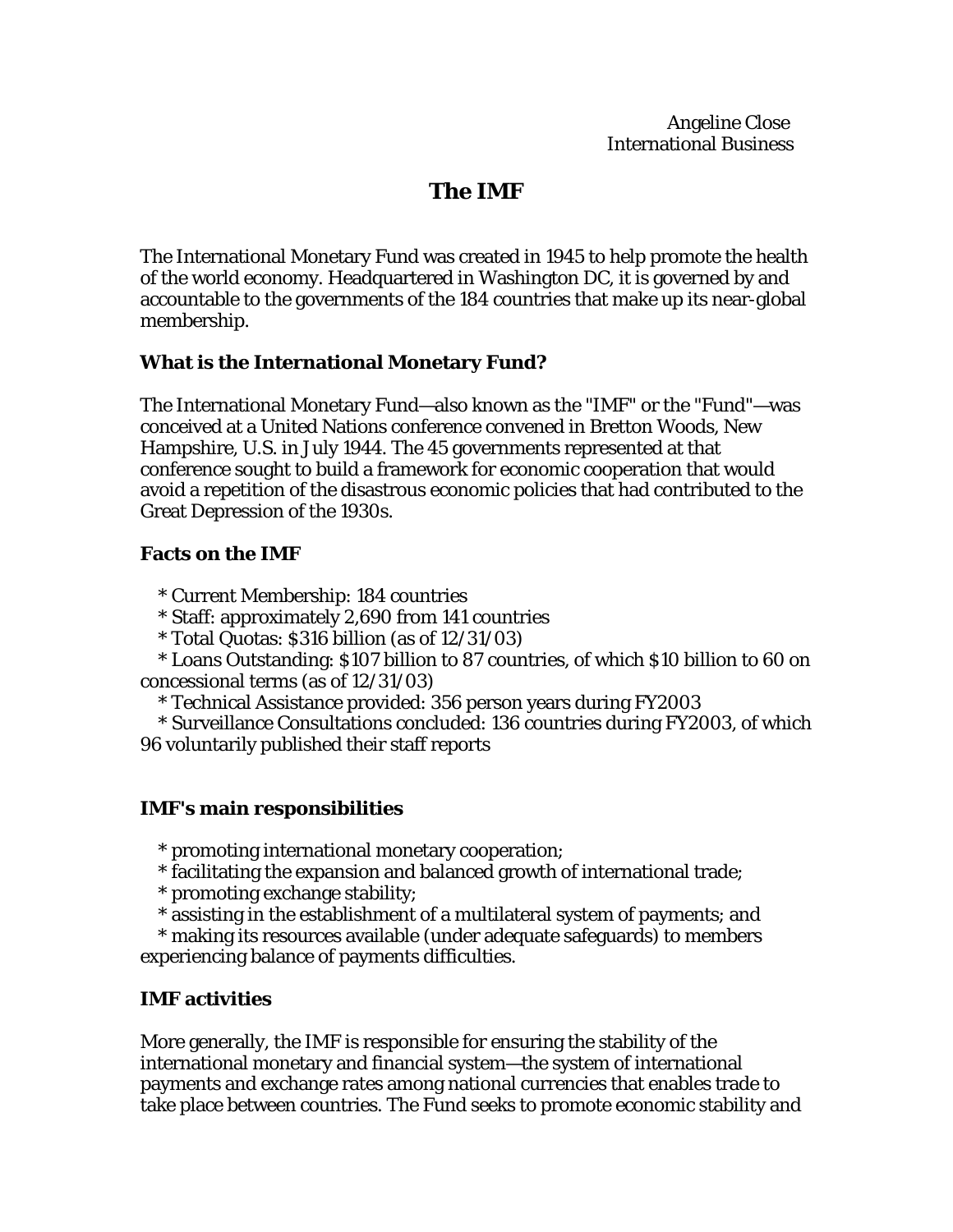Angeline Close
International Business

# The IMF

The International Monetary Fund was created in 1945 to help promote the health of the world economy. Headquartered in Washington DC, it is governed by and accountable to the governments of the 184 countries that make up its near-global membership.

### What is the International Monetary Fund?

The International Monetary Fund—also known as the "IMF" or the "Fund"—was conceived at a United Nations conference convened in Bretton Woods, New Hampshire, U.S. in July 1944. The 45 governments represented at that conference sought to build a framework for economic cooperation that would avoid a repetition of the disastrous economic policies that had contributed to the Great Depression of the 1930s.

### Facts on the IMF

* Current Membership: 184 countries
* Staff: approximately 2,690 from 141 countries
* Total Quotas: $316 billion (as of 12/31/03)
* Loans Outstanding: $107 billion to 87 countries, of which $10 billion to 60 on concessional terms (as of 12/31/03)
* Technical Assistance provided: 356 person years during FY2003
* Surveillance Consultations concluded: 136 countries during FY2003, of which 96 voluntarily published their staff reports

### IMF's main responsibilities

* promoting international monetary cooperation;
* facilitating the expansion and balanced growth of international trade;
* promoting exchange stability;
* assisting in the establishment of a multilateral system of payments; and
* making its resources available (under adequate safeguards) to members experiencing balance of payments difficulties.

### IMF activities

More generally, the IMF is responsible for ensuring the stability of the international monetary and financial system—the system of international payments and exchange rates among national currencies that enables trade to take place between countries. The Fund seeks to promote economic stability and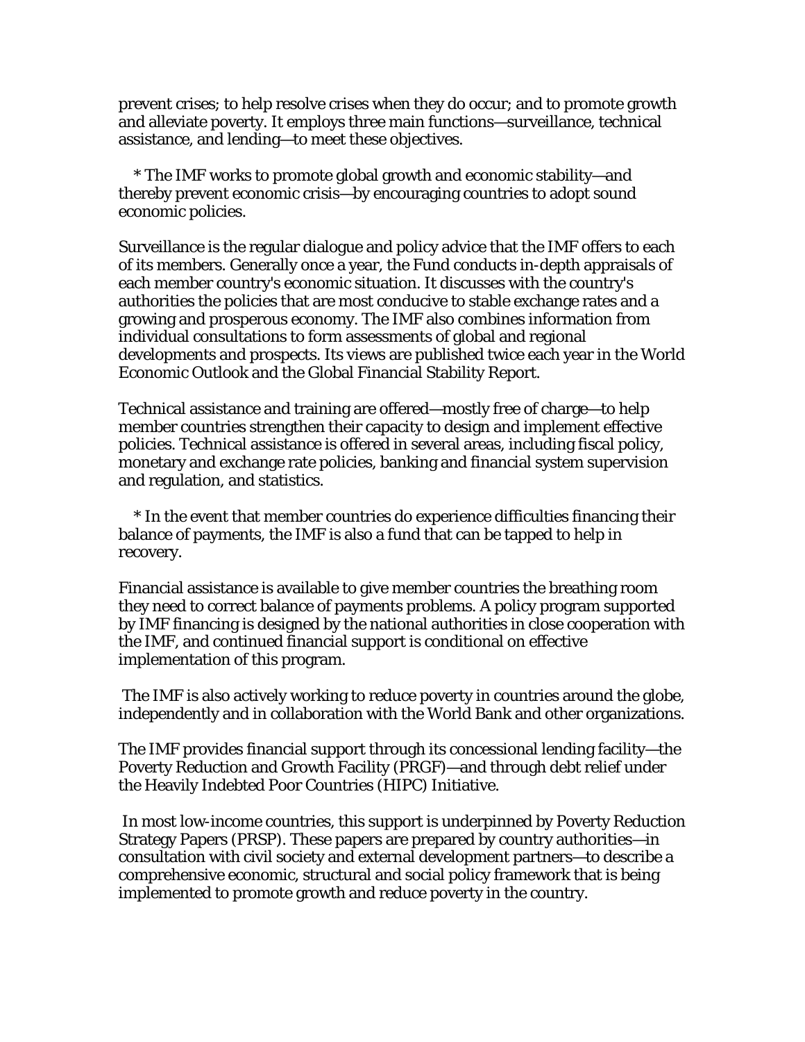prevent crises; to help resolve crises when they do occur; and to promote growth and alleviate poverty. It employs three main functions—surveillance, technical assistance, and lending—to meet these objectives.

* The IMF works to promote global growth and economic stability—and thereby prevent economic crisis—by encouraging countries to adopt sound economic policies.

Surveillance is the regular dialogue and policy advice that the IMF offers to each of its members. Generally once a year, the Fund conducts in-depth appraisals of each member country's economic situation. It discusses with the country's authorities the policies that are most conducive to stable exchange rates and a growing and prosperous economy. The IMF also combines information from individual consultations to form assessments of global and regional developments and prospects. Its views are published twice each year in the World Economic Outlook and the Global Financial Stability Report.

Technical assistance and training are offered—mostly free of charge—to help member countries strengthen their capacity to design and implement effective policies. Technical assistance is offered in several areas, including fiscal policy, monetary and exchange rate policies, banking and financial system supervision and regulation, and statistics.

* In the event that member countries do experience difficulties financing their balance of payments, the IMF is also a fund that can be tapped to help in recovery.

Financial assistance is available to give member countries the breathing room they need to correct balance of payments problems. A policy program supported by IMF financing is designed by the national authorities in close cooperation with the IMF, and continued financial support is conditional on effective implementation of this program.

The IMF is also actively working to reduce poverty in countries around the globe, independently and in collaboration with the World Bank and other organizations.

The IMF provides financial support through its concessional lending facility—the Poverty Reduction and Growth Facility (PRGF)—and through debt relief under the Heavily Indebted Poor Countries (HIPC) Initiative.

In most low-income countries, this support is underpinned by Poverty Reduction Strategy Papers (PRSP). These papers are prepared by country authorities—in consultation with civil society and external development partners—to describe a comprehensive economic, structural and social policy framework that is being implemented to promote growth and reduce poverty in the country.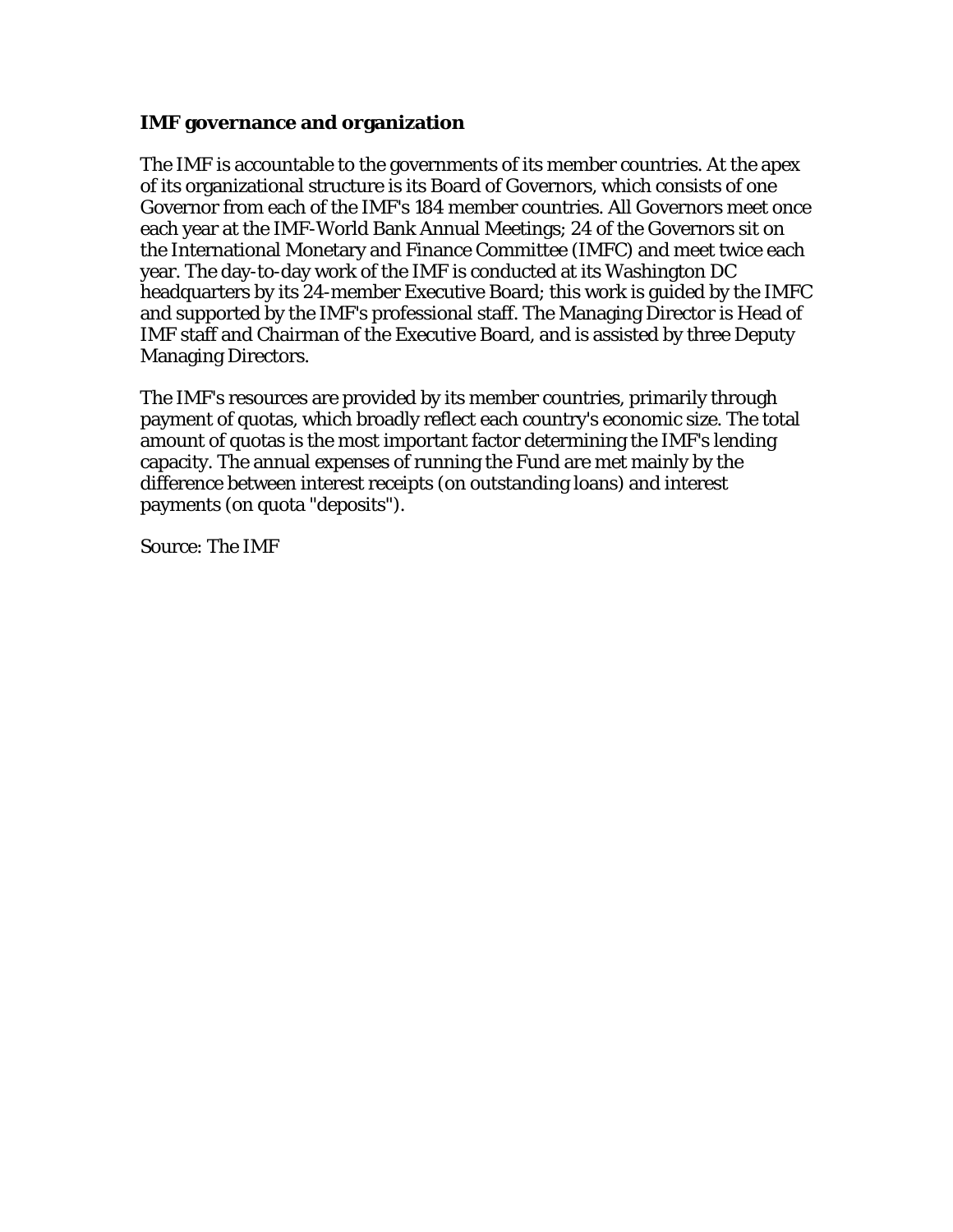**IMF governance and organization**

The IMF is accountable to the governments of its member countries. At the apex of its organizational structure is its Board of Governors, which consists of one Governor from each of the IMF's 184 member countries. All Governors meet once each year at the IMF-World Bank Annual Meetings; 24 of the Governors sit on the International Monetary and Finance Committee (IMFC) and meet twice each year. The day-to-day work of the IMF is conducted at its Washington DC headquarters by its 24-member Executive Board; this work is guided by the IMFC and supported by the IMF's professional staff. The Managing Director is Head of IMF staff and Chairman of the Executive Board, and is assisted by three Deputy Managing Directors.

The IMF's resources are provided by its member countries, primarily through payment of quotas, which broadly reflect each country's economic size. The total amount of quotas is the most important factor determining the IMF's lending capacity. The annual expenses of running the Fund are met mainly by the difference between interest receipts (on outstanding loans) and interest payments (on quota "deposits").

Source: The IMF